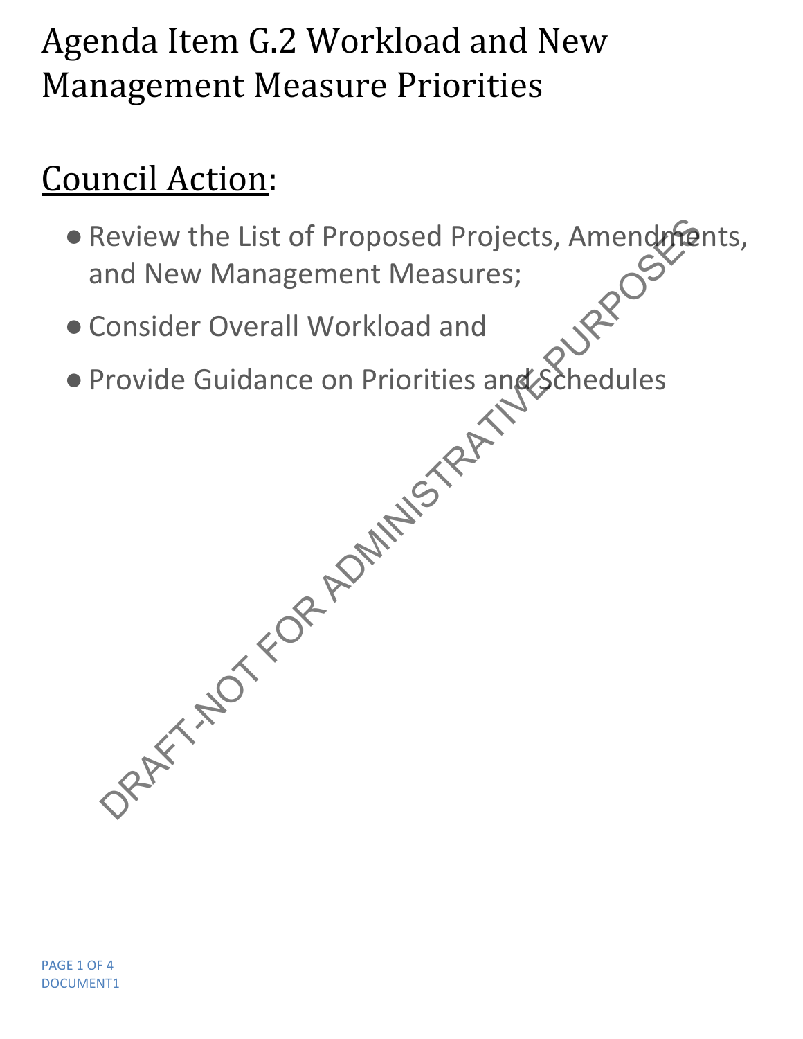# Agenda Item G.2 Workload and New Management Measure Priorities

## Council Action:

- Review the List of Proposed Projects, Amendments, and New Management Measures;
- Consider Overall Workload and
- Provide Guidance on Priorities and Schedules

DRAFT-NOT FOR ADMINISTRATIVE PURPOSES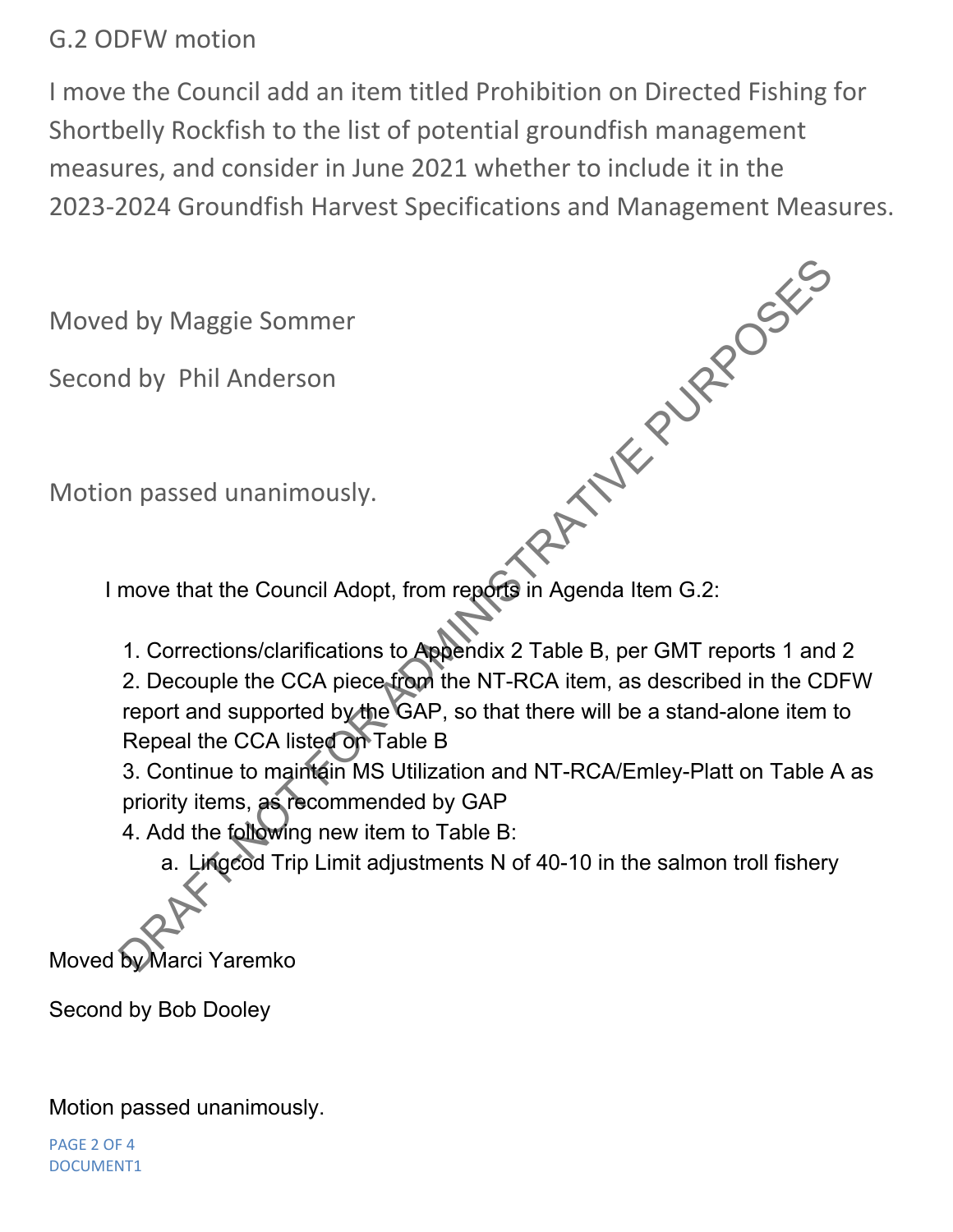## G.2 ODFW motion

I move the Council add an item titled Prohibition on Directed Fishing for Shortbelly Rockfish to the list of potential groundfish management measures, and consider in June 2021 whether to include it in the 2023-2024 Groundfish Harvest Specifications and Management Measures.

Moved by Maggie Sommer

Second by Phil Anderson

Motion passed unanimously.

I move that the Council Adopt, from reports in Agenda Item G.2:

1. Corrections/clarifications to Appendix 2 Table B, per GMT reports 1 and 2
2. Decouple the CCA piece from the NT-RCA item, as described in the CDFW report and supported by the GAP, so that there will be a stand-alone item to Repeal the CCA listed on Table B
3. Continue to maintain MS Utilization and NT-RCA/Emley-Platt on Table A as priority items, as recommended by GAP
4. Add the following new item to Table B:
    a. Lingcod Trip Limit adjustments N of 40-10 in the salmon troll fishery

Moved by Marci Yaremko

Second by Bob Dooley

Motion passed unanimously.

DRAFT-NOT FOR ADMINISTRATIVE PURPOSES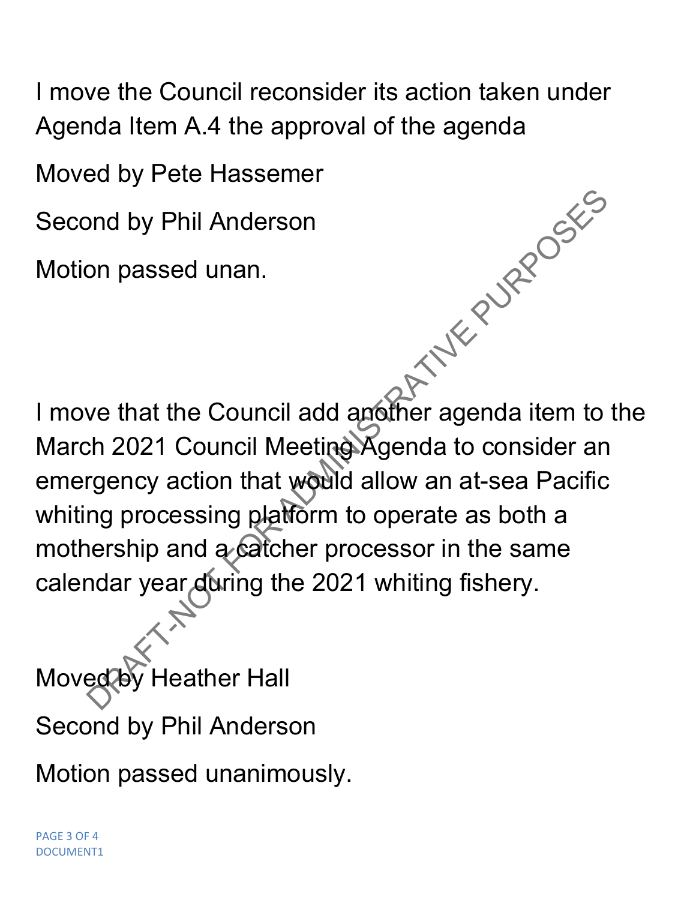I move the Council reconsider its action taken under Agenda Item A.4 the approval of the agenda

Moved by Pete Hassemer

Second by Phil Anderson

Motion passed unan.

I move that the Council add another agenda item to the March 2021 Council Meeting Agenda to consider an emergency action that would allow an at-sea Pacific whiting processing platform to operate as both a mothership and a catcher processor in the same calendar year during the 2021 whiting fishery.

Moved by Heather Hall

Second by Phil Anderson

Motion passed unanimously.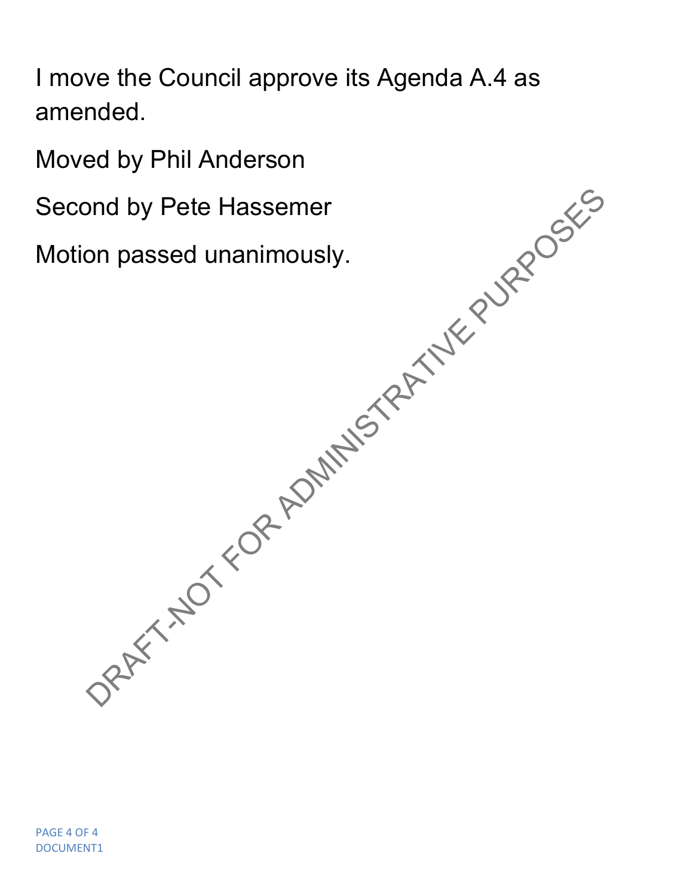I move the Council approve its Agenda A.4 as amended.

Moved by Phil Anderson

Second by Pete Hassemer

Motion passed unanimously.

DRAFT-NOT FOR ADMINISTRATIVE PURPOSES